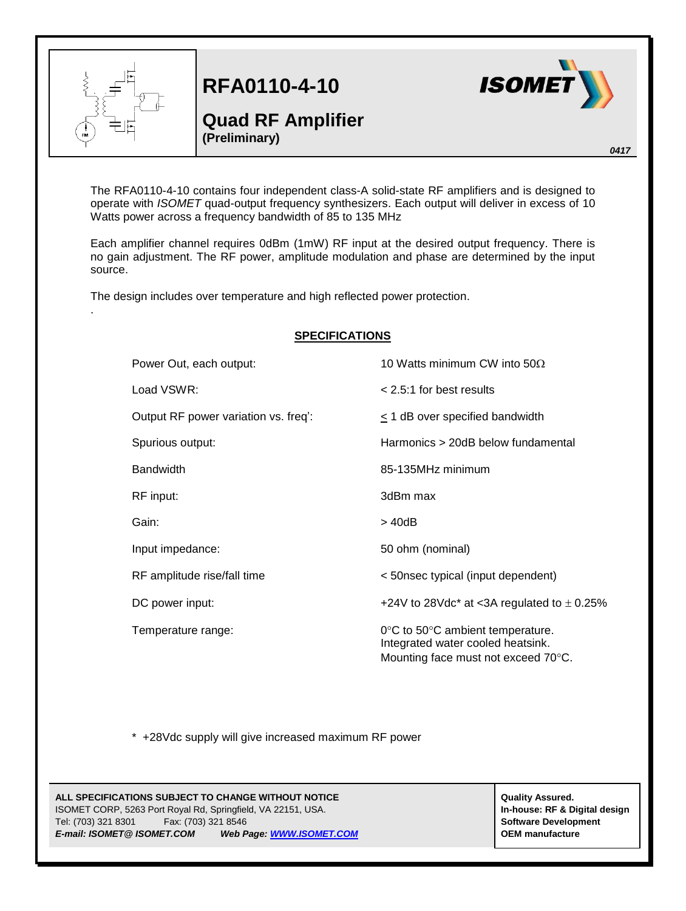# RFA0110-4-10

## Quad RF Amplifier

**(Preliminary)**

*0417*

The RFA0110-4-10 contains four independent class-A solid-state RF amplifiers and is designed to operate with *ISOMET* quad-output frequency synthesizers. Each output will deliver in excess of 10 Watts power across a frequency bandwidth of 85 to 135 MHz

Each amplifier channel requires 0dBm (1mW) RF input at the desired output frequency. There is no gain adjustment. The RF power, amplitude modulation and phase are determined by the input source.

The design includes over temperature and high reflected power protection.

.

## SPECIFICATIONS

| | |
|---|---|
| Power Out, each output: | 10 Watts minimum CW into 50Ω |
| Load VSWR: | < 2.5:1 for best results |
| Output RF power variation vs. freq': | ≤ 1 dB over specified bandwidth |
| Spurious output: | Harmonics > 20dB below fundamental |
| Bandwidth | 85-135MHz minimum |
| RF input: | 3dBm max |
| Gain: | > 40dB |
| Input impedance: | 50 ohm (nominal) |
| RF amplitude rise/fall time | < 50nsec typical (input dependent) |
| DC power input: | +24V to 28Vdc* at <3A regulated to ± 0.25% |
| Temperature range: | 0°C to 50°C ambient temperature.<br>Integrated water cooled heatsink.<br>Mounting face must not exceed 70°C. |

\* +28Vdc supply will give increased maximum RF power

**ALL SPECIFICATIONS SUBJECT TO CHANGE WITHOUT NOTICE**
ISOMET CORP, 5263 Port Royal Rd, Springfield, VA 22151, USA.
Tel: (703) 321 8301 Fax: (703) 321 8546
***E-mail: ISOMET@ ISOMET.COM*** ***Web Page: [WWW.ISOMET.COM](http://WWW.ISOMET.COM)***

**Quality Assured.**
**In-house: RF & Digital design**
**Software Development**
**OEM manufacture**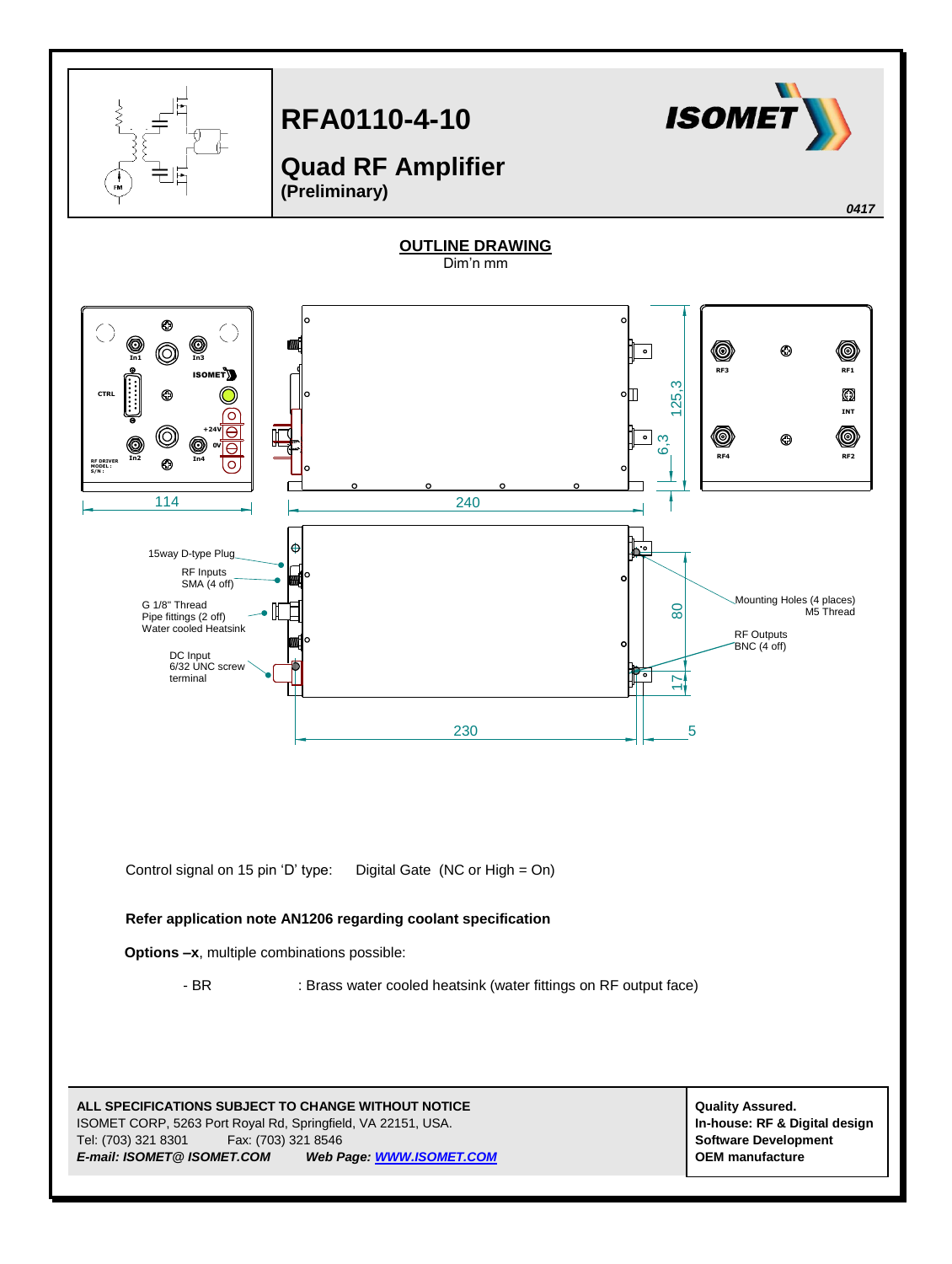# RFA0110-4-10

## Quad RF Amplifier

**(Preliminary)**

*0417*

**OUTLINE DRAWING**

Dim'n mm

In1
In3
ISOMET
CTRL
+24V
0V
In2
In4
RF DRIVER
MODEL :
S/N :
114
240
125,3
6,3
RF3
RF1
INT
RF4
RF2

15way D-type Plug
RF Inputs
SMA (4 off)
G 1/8" Thread
Pipe fittings (2 off)
Water cooled Heatsink
DC Input
6/32 UNC screw
terminal
Mounting Holes (4 places)
M5 Thread
RF Outputs
BNC (4 off)
80
17
230
5

Control signal on 15 pin 'D' type: Digital Gate (NC or High = On)

**Refer application note AN1206 regarding coolant specification**

**Options –x**, multiple combinations possible:

- BR : Brass water cooled heatsink (water fittings on RF output face)

**ALL SPECIFICATIONS SUBJECT TO CHANGE WITHOUT NOTICE**
ISOMET CORP, 5263 Port Royal Rd, Springfield, VA 22151, USA.
Tel: (703) 321 8301 Fax: (703) 321 8546
***E-mail: ISOMET@ ISOMET.COM*** ***Web Page: WWW.ISOMET.COM***

**Quality Assured.**
**In-house: RF & Digital design**
**Software Development**
**OEM manufacture**